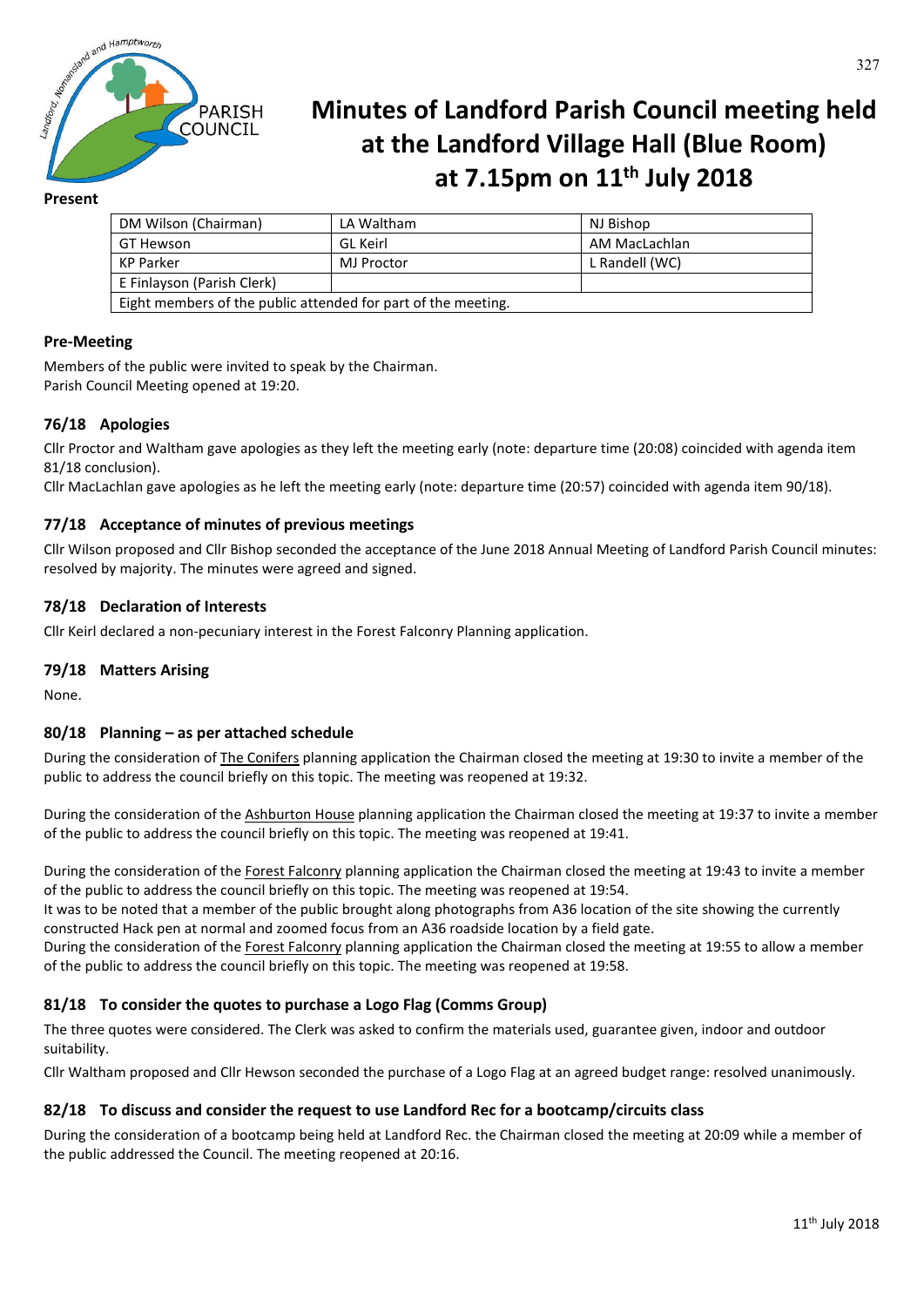# Minutes of Landford Parish Council meeting held at the Landford Village Hall (Blue Room) at 7.15pm on 11th July 2018

**Present**

| DM Wilson (Chairman) | LA Waltham | NJ Bishop |
|---|---|---|
| GT Hewson | GL Keirl | AM MacLachlan |
| KP Parker | MJ Proctor | L Randell (WC) |
| E Finlayson (Parish Clerk) | | |
| Eight members of the public attended for part of the meeting. | | |

### Pre-Meeting

Members of the public were invited to speak by the Chairman.
Parish Council Meeting opened at 19:20.

### 76/18 Apologies

Cllr Proctor and Waltham gave apologies as they left the meeting early (note: departure time (20:08) coincided with agenda item 81/18 conclusion).
Cllr MacLachlan gave apologies as he left the meeting early (note: departure time (20:57) coincided with agenda item 90/18).

### 77/18 Acceptance of minutes of previous meetings

Cllr Wilson proposed and Cllr Bishop seconded the acceptance of the June 2018 Annual Meeting of Landford Parish Council minutes: resolved by majority. The minutes were agreed and signed.

### 78/18 Declaration of Interests

Cllr Keirl declared a non-pecuniary interest in the Forest Falconry Planning application.

### 79/18 Matters Arising

None.

### 80/18 Planning – as per attached schedule

During the consideration of The Conifers planning application the Chairman closed the meeting at 19:30 to invite a member of the public to address the council briefly on this topic. The meeting was reopened at 19:32.

During the consideration of the Ashburton House planning application the Chairman closed the meeting at 19:37 to invite a member of the public to address the council briefly on this topic. The meeting was reopened at 19:41.

During the consideration of the Forest Falconry planning application the Chairman closed the meeting at 19:43 to invite a member of the public to address the council briefly on this topic. The meeting was reopened at 19:54.
It was to be noted that a member of the public brought along photographs from A36 location of the site showing the currently constructed Hack pen at normal and zoomed focus from an A36 roadside location by a field gate.
During the consideration of the Forest Falconry planning application the Chairman closed the meeting at 19:55 to allow a member of the public to address the council briefly on this topic. The meeting was reopened at 19:58.

### 81/18 To consider the quotes to purchase a Logo Flag (Comms Group)

The three quotes were considered. The Clerk was asked to confirm the materials used, guarantee given, indoor and outdoor suitability.
Cllr Waltham proposed and Cllr Hewson seconded the purchase of a Logo Flag at an agreed budget range: resolved unanimously.

### 82/18 To discuss and consider the request to use Landford Rec for a bootcamp/circuits class

During the consideration of a bootcamp being held at Landford Rec. the Chairman closed the meeting at 20:09 while a member of the public addressed the Council. The meeting reopened at 20:16.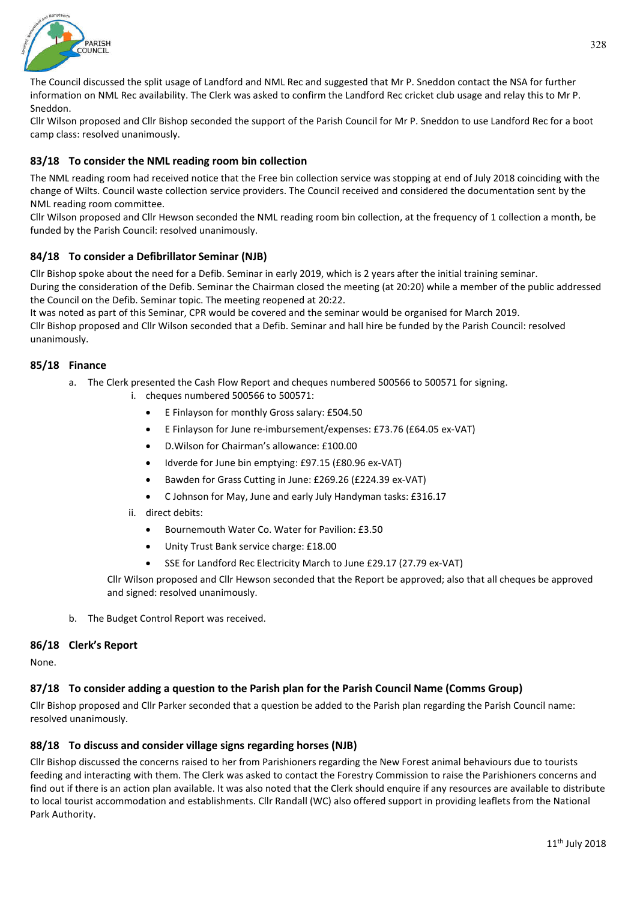The Council discussed the split usage of Landford and NML Rec and suggested that Mr P. Sneddon contact the NSA for further information on NML Rec availability. The Clerk was asked to confirm the Landford Rec cricket club usage and relay this to Mr P. Sneddon.

Cllr Wilson proposed and Cllr Bishop seconded the support of the Parish Council for Mr P. Sneddon to use Landford Rec for a boot camp class: resolved unanimously.

### 83/18 To consider the NML reading room bin collection

The NML reading room had received notice that the Free bin collection service was stopping at end of July 2018 coinciding with the change of Wilts. Council waste collection service providers. The Council received and considered the documentation sent by the NML reading room committee.

Cllr Wilson proposed and Cllr Hewson seconded the NML reading room bin collection, at the frequency of 1 collection a month, be funded by the Parish Council: resolved unanimously.

### 84/18 To consider a Defibrillator Seminar (NJB)

Cllr Bishop spoke about the need for a Defib. Seminar in early 2019, which is 2 years after the initial training seminar.

During the consideration of the Defib. Seminar the Chairman closed the meeting (at 20:20) while a member of the public addressed the Council on the Defib. Seminar topic. The meeting reopened at 20:22.

It was noted as part of this Seminar, CPR would be covered and the seminar would be organised for March 2019.

Cllr Bishop proposed and Cllr Wilson seconded that a Defib. Seminar and hall hire be funded by the Parish Council: resolved unanimously.

### 85/18 Finance

a. The Clerk presented the Cash Flow Report and cheques numbered 500566 to 500571 for signing.
   i. cheques numbered 500566 to 500571:
      - E Finlayson for monthly Gross salary: £504.50
      - E Finlayson for June re-imbursement/expenses: £73.76 (£64.05 ex-VAT)
      - D.Wilson for Chairman's allowance: £100.00
      - Idverde for June bin emptying: £97.15 (£80.96 ex-VAT)
      - Bawden for Grass Cutting in June: £269.26 (£224.39 ex-VAT)
      - C Johnson for May, June and early July Handyman tasks: £316.17
   ii. direct debits:
      - Bournemouth Water Co. Water for Pavilion: £3.50
      - Unity Trust Bank service charge: £18.00
      - SSE for Landford Rec Electricity March to June £29.17 (27.79 ex-VAT)

   Cllr Wilson proposed and Cllr Hewson seconded that the Report be approved; also that all cheques be approved and signed: resolved unanimously.

b. The Budget Control Report was received.

### 86/18 Clerk's Report

None.

### 87/18 To consider adding a question to the Parish plan for the Parish Council Name (Comms Group)

Cllr Bishop proposed and Cllr Parker seconded that a question be added to the Parish plan regarding the Parish Council name: resolved unanimously.

### 88/18 To discuss and consider village signs regarding horses (NJB)

Cllr Bishop discussed the concerns raised to her from Parishioners regarding the New Forest animal behaviours due to tourists feeding and interacting with them. The Clerk was asked to contact the Forestry Commission to raise the Parishioners concerns and find out if there is an action plan available. It was also noted that the Clerk should enquire if any resources are available to distribute to local tourist accommodation and establishments. Cllr Randall (WC) also offered support in providing leaflets from the National Park Authority.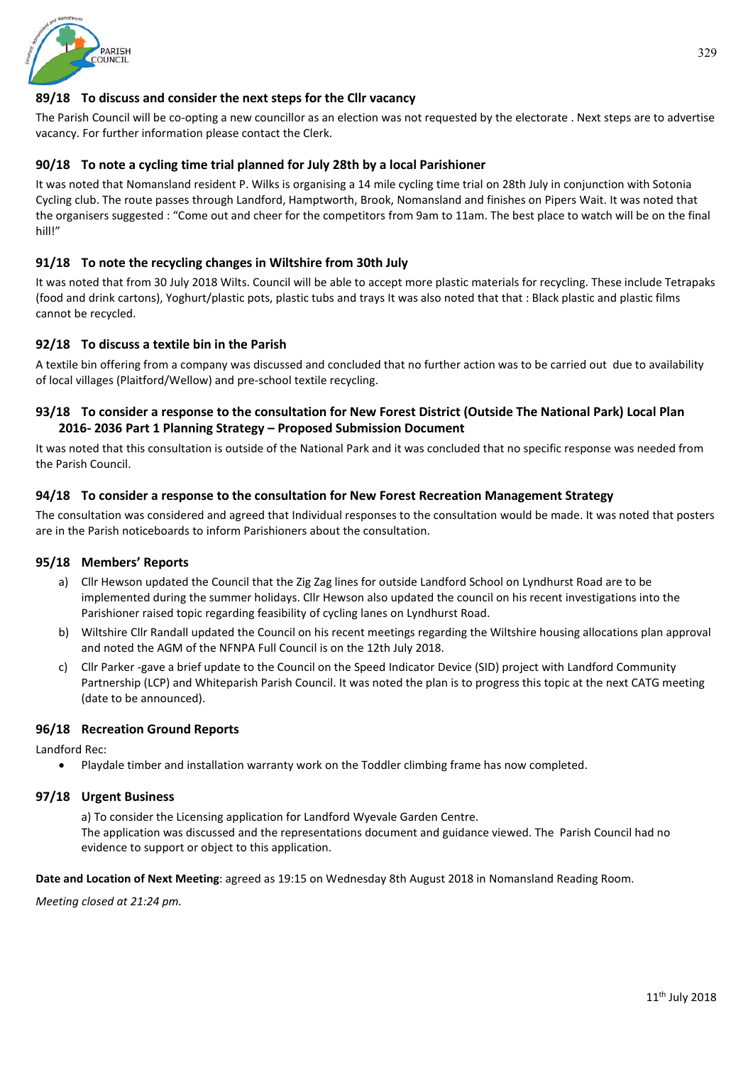### 89/18 To discuss and consider the next steps for the Cllr vacancy

The Parish Council will be co-opting a new councillor as an election was not requested by the electorate . Next steps are to advertise vacancy. For further information please contact the Clerk.

### 90/18 To note a cycling time trial planned for July 28th by a local Parishioner

It was noted that Nomansland resident P. Wilks is organising a 14 mile cycling time trial on 28th July in conjunction with Sotonia Cycling club. The route passes through Landford, Hamptworth, Brook, Nomansland and finishes on Pipers Wait. It was noted that the organisers suggested : "Come out and cheer for the competitors from 9am to 11am. The best place to watch will be on the final hill!"

### 91/18 To note the recycling changes in Wiltshire from 30th July

It was noted that from 30 July 2018 Wilts. Council will be able to accept more plastic materials for recycling. These include Tetrapaks (food and drink cartons), Yoghurt/plastic pots, plastic tubs and trays It was also noted that that : Black plastic and plastic films cannot be recycled.

### 92/18 To discuss a textile bin in the Parish

A textile bin offering from a company was discussed and concluded that no further action was to be carried out due to availability of local villages (Plaitford/Wellow) and pre-school textile recycling.

### 93/18 To consider a response to the consultation for New Forest District (Outside The National Park) Local Plan 2016- 2036 Part 1 Planning Strategy – Proposed Submission Document

It was noted that this consultation is outside of the National Park and it was concluded that no specific response was needed from the Parish Council.

### 94/18 To consider a response to the consultation for New Forest Recreation Management Strategy

The consultation was considered and agreed that Individual responses to the consultation would be made. It was noted that posters are in the Parish noticeboards to inform Parishioners about the consultation.

### 95/18 Members' Reports

a) Cllr Hewson updated the Council that the Zig Zag lines for outside Landford School on Lyndhurst Road are to be implemented during the summer holidays. Cllr Hewson also updated the council on his recent investigations into the Parishioner raised topic regarding feasibility of cycling lanes on Lyndhurst Road.

b) Wiltshire Cllr Randall updated the Council on his recent meetings regarding the Wiltshire housing allocations plan approval and noted the AGM of the NFNPA Full Council is on the 12th July 2018.

c) Cllr Parker -gave a brief update to the Council on the Speed Indicator Device (SID) project with Landford Community Partnership (LCP) and Whiteparish Parish Council. It was noted the plan is to progress this topic at the next CATG meeting (date to be announced).

### 96/18 Recreation Ground Reports

Landford Rec:

- Playdale timber and installation warranty work on the Toddler climbing frame has now completed.

### 97/18 Urgent Business

a) To consider the Licensing application for Landford Wyevale Garden Centre.
The application was discussed and the representations document and guidance viewed. The Parish Council had no evidence to support or object to this application.

**Date and Location of Next Meeting**: agreed as 19:15 on Wednesday 8th August 2018 in Nomansland Reading Room.

*Meeting closed at 21:24 pm.*

11th July 2018